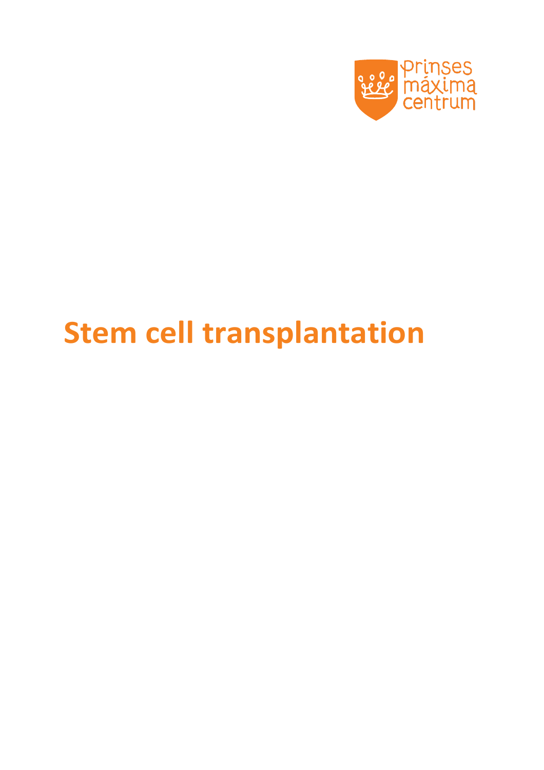prinses máxima centrum

# Stem cell transplantation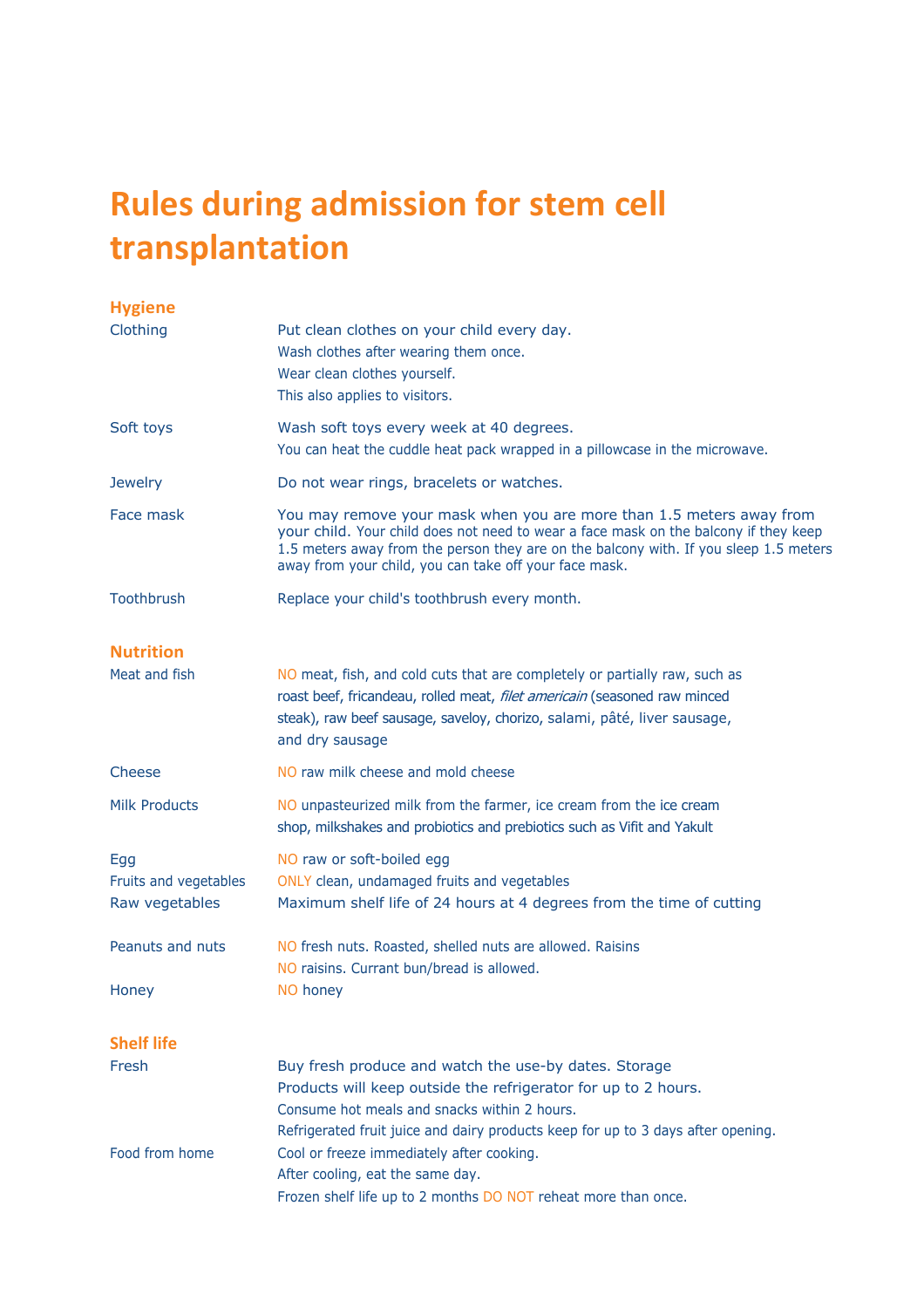# Rules during admission for stem cell transplantation

## Hygiene

| | |
|---|---|
| Clothing | Put clean clothes on your child every day.<br>Wash clothes after wearing them once.<br>Wear clean clothes yourself.<br>This also applies to visitors. |
| Soft toys | Wash soft toys every week at 40 degrees.<br>You can heat the cuddle heat pack wrapped in a pillowcase in the microwave. |
| Jewelry | Do not wear rings, bracelets or watches. |
| Face mask | You may remove your mask when you are more than 1.5 meters away from your child. Your child does not need to wear a face mask on the balcony if they keep 1.5 meters away from the person they are on the balcony with. If you sleep 1.5 meters away from your child, you can take off your face mask. |
| Toothbrush | Replace your child's toothbrush every month. |

## Nutrition

| | |
|---|---|
| Meat and fish | NO meat, fish, and cold cuts that are completely or partially raw, such as roast beef, fricandeau, rolled meat, *filet americain* (seasoned raw minced steak), raw beef sausage, saveloy, chorizo, salami, pâté, liver sausage, and dry sausage |
| Cheese | NO raw milk cheese and mold cheese |
| Milk Products | NO unpasteurized milk from the farmer, ice cream from the ice cream shop, milkshakes and probiotics and prebiotics such as Vifit and Yakult |
| Egg | NO raw or soft-boiled egg |
| Fruits and vegetables | ONLY clean, undamaged fruits and vegetables |
| Raw vegetables | Maximum shelf life of 24 hours at 4 degrees from the time of cutting |
| Peanuts and nuts | NO fresh nuts. Roasted, shelled nuts are allowed. Raisins<br>NO raisins. Currant bun/bread is allowed. |
| Honey | NO honey |

## Shelf life

| | |
|---|---|
| Fresh | Buy fresh produce and watch the use-by dates. Storage<br>Products will keep outside the refrigerator for up to 2 hours.<br>Consume hot meals and snacks within 2 hours.<br>Refrigerated fruit juice and dairy products keep for up to 3 days after opening. |
| Food from home | Cool or freeze immediately after cooking.<br>After cooling, eat the same day.<br>Frozen shelf life up to 2 months DO NOT reheat more than once. |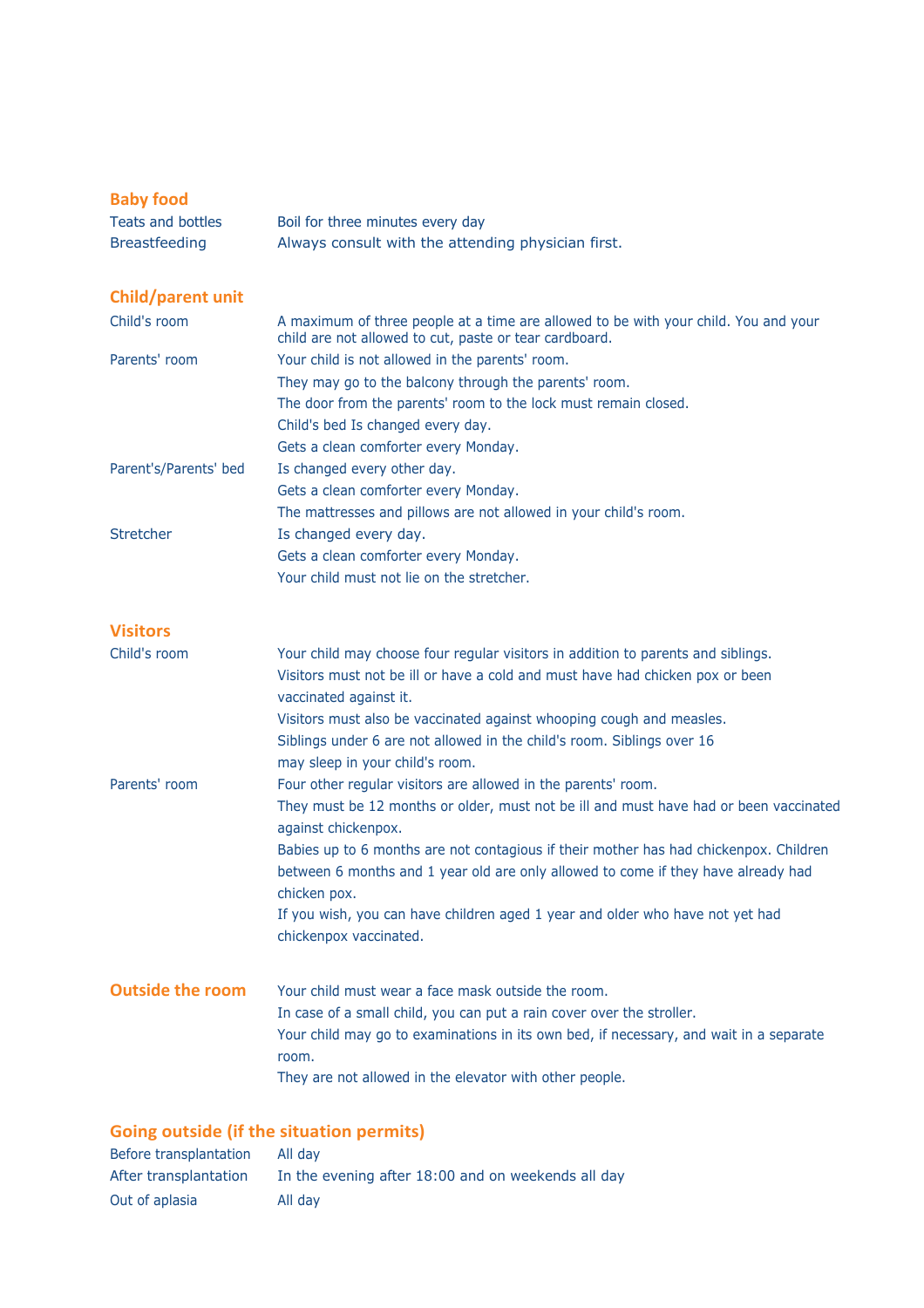## Baby food

| | |
|---|---|
| Teats and bottles | Boil for three minutes every day |
| Breastfeeding | Always consult with the attending physician first. |

## Child/parent unit

| | |
|---|---|
| Child's room | A maximum of three people at a time are allowed to be with your child. You and your child are not allowed to cut, paste or tear cardboard. |
| Parents' room | Your child is not allowed in the parents' room. |
| | They may go to the balcony through the parents' room. |
| | The door from the parents' room to the lock must remain closed. |
| | Child's bed Is changed every day. |
| | Gets a clean comforter every Monday. |
| Parent's/Parents' bed | Is changed every other day. |
| | Gets a clean comforter every Monday. |
| | The mattresses and pillows are not allowed in your child's room. |
| Stretcher | Is changed every day. |
| | Gets a clean comforter every Monday. |
| | Your child must not lie on the stretcher. |

## Visitors

| | |
|---|---|
| Child's room | Your child may choose four regular visitors in addition to parents and siblings. |
| | Visitors must not be ill or have a cold and must have had chicken pox or been vaccinated against it. |
| | Visitors must also be vaccinated against whooping cough and measles. |
| | Siblings under 6 are not allowed in the child's room. Siblings over 16 may sleep in your child's room. |
| Parents' room | Four other regular visitors are allowed in the parents' room. |
| | They must be 12 months or older, must not be ill and must have had or been vaccinated against chickenpox. |
| | Babies up to 6 months are not contagious if their mother has had chickenpox. Children between 6 months and 1 year old are only allowed to come if they have already had chicken pox. |
| | If you wish, you can have children aged 1 year and older who have not yet had chickenpox vaccinated. |

## Outside the room

Your child must wear a face mask outside the room.

In case of a small child, you can put a rain cover over the stroller.

Your child may go to examinations in its own bed, if necessary, and wait in a separate room.

They are not allowed in the elevator with other people.

## Going outside (if the situation permits)

| | |
|---|---|
| Before transplantation | All day |
| After transplantation | In the evening after 18:00 and on weekends all day |
| Out of aplasia | All day |